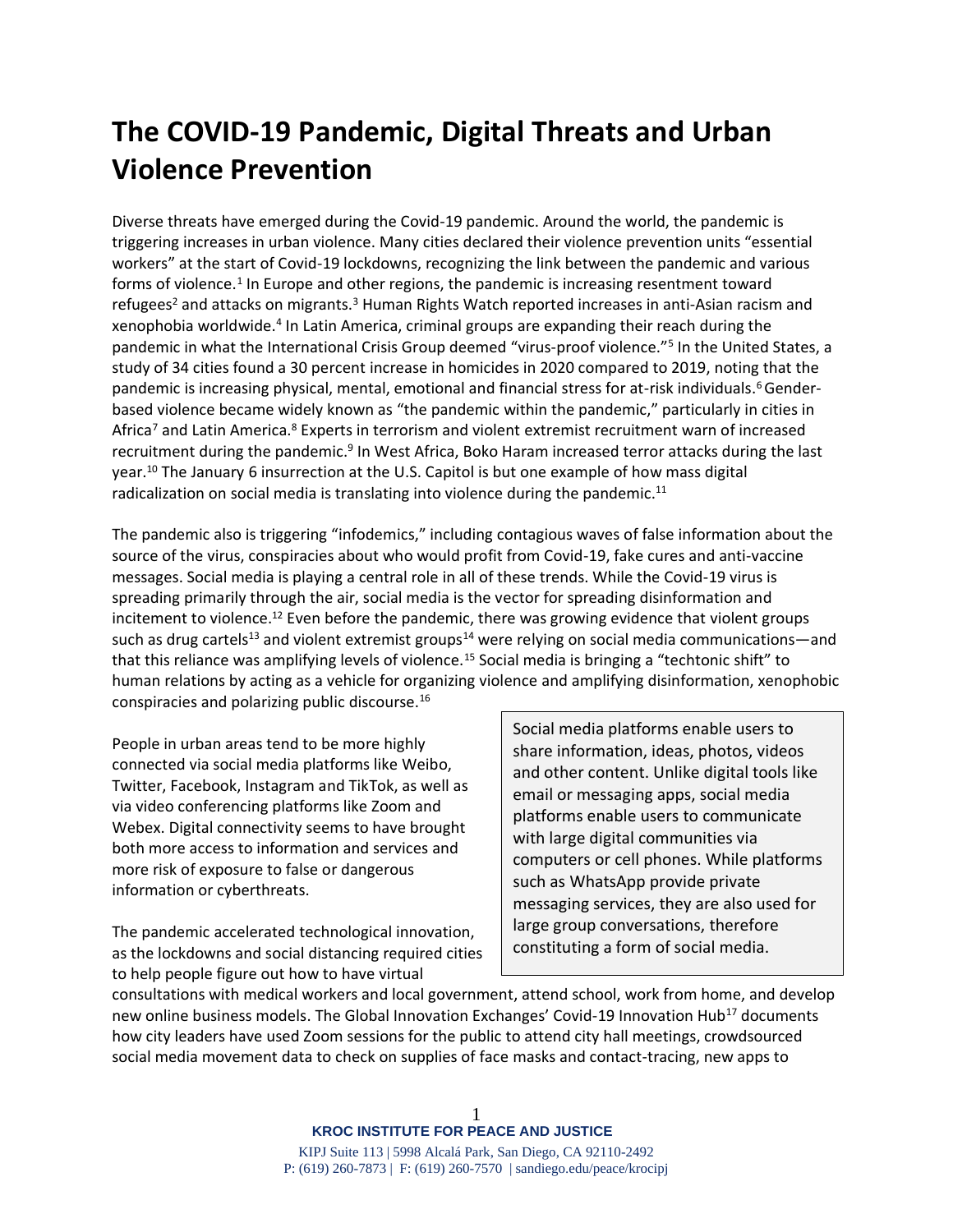# The COVID-19 Pandemic, Digital Threats and Urban Violence Prevention

Diverse threats have emerged during the Covid-19 pandemic. Around the world, the pandemic is triggering increases in urban violence. Many cities declared their violence prevention units "essential workers" at the start of Covid-19 lockdowns, recognizing the link between the pandemic and various forms of violence.[1] In Europe and other regions, the pandemic is increasing resentment toward refugees[2] and attacks on migrants.[3] Human Rights Watch reported increases in anti-Asian racism and xenophobia worldwide.[4] In Latin America, criminal groups are expanding their reach during the pandemic in what the International Crisis Group deemed "virus-proof violence."[5] In the United States, a study of 34 cities found a 30 percent increase in homicides in 2020 compared to 2019, noting that the pandemic is increasing physical, mental, emotional and financial stress for at-risk individuals.[6] Gender-based violence became widely known as "the pandemic within the pandemic," particularly in cities in Africa[7] and Latin America.[8] Experts in terrorism and violent extremist recruitment warn of increased recruitment during the pandemic.[9] In West Africa, Boko Haram increased terror attacks during the last year.[10] The January 6 insurrection at the U.S. Capitol is but one example of how mass digital radicalization on social media is translating into violence during the pandemic.[11]

The pandemic also is triggering "infodemics," including contagious waves of false information about the source of the virus, conspiracies about who would profit from Covid-19, fake cures and anti-vaccine messages. Social media is playing a central role in all of these trends. While the Covid-19 virus is spreading primarily through the air, social media is the vector for spreading disinformation and incitement to violence.[12] Even before the pandemic, there was growing evidence that violent groups such as drug cartels[13] and violent extremist groups[14] were relying on social media communications—and that this reliance was amplifying levels of violence.[15] Social media is bringing a "techtonic shift" to human relations by acting as a vehicle for organizing violence and amplifying disinformation, xenophobic conspiracies and polarizing public discourse.[16]

People in urban areas tend to be more highly connected via social media platforms like Weibo, Twitter, Facebook, Instagram and TikTok, as well as via video conferencing platforms like Zoom and Webex. Digital connectivity seems to have brought both more access to information and services and more risk of exposure to false or dangerous information or cyberthreats.

> Social media platforms enable users to share information, ideas, photos, videos and other content. Unlike digital tools like email or messaging apps, social media platforms enable users to communicate with large digital communities via computers or cell phones. While platforms such as WhatsApp provide private messaging services, they are also used for large group conversations, therefore constituting a form of social media.

The pandemic accelerated technological innovation, as the lockdowns and social distancing required cities to help people figure out how to have virtual consultations with medical workers and local government, attend school, work from home, and develop new online business models. The Global Innovation Exchanges' Covid-19 Innovation Hub[17] documents how city leaders have used Zoom sessions for the public to attend city hall meetings, crowdsourced social media movement data to check on supplies of face masks and contact-tracing, new apps to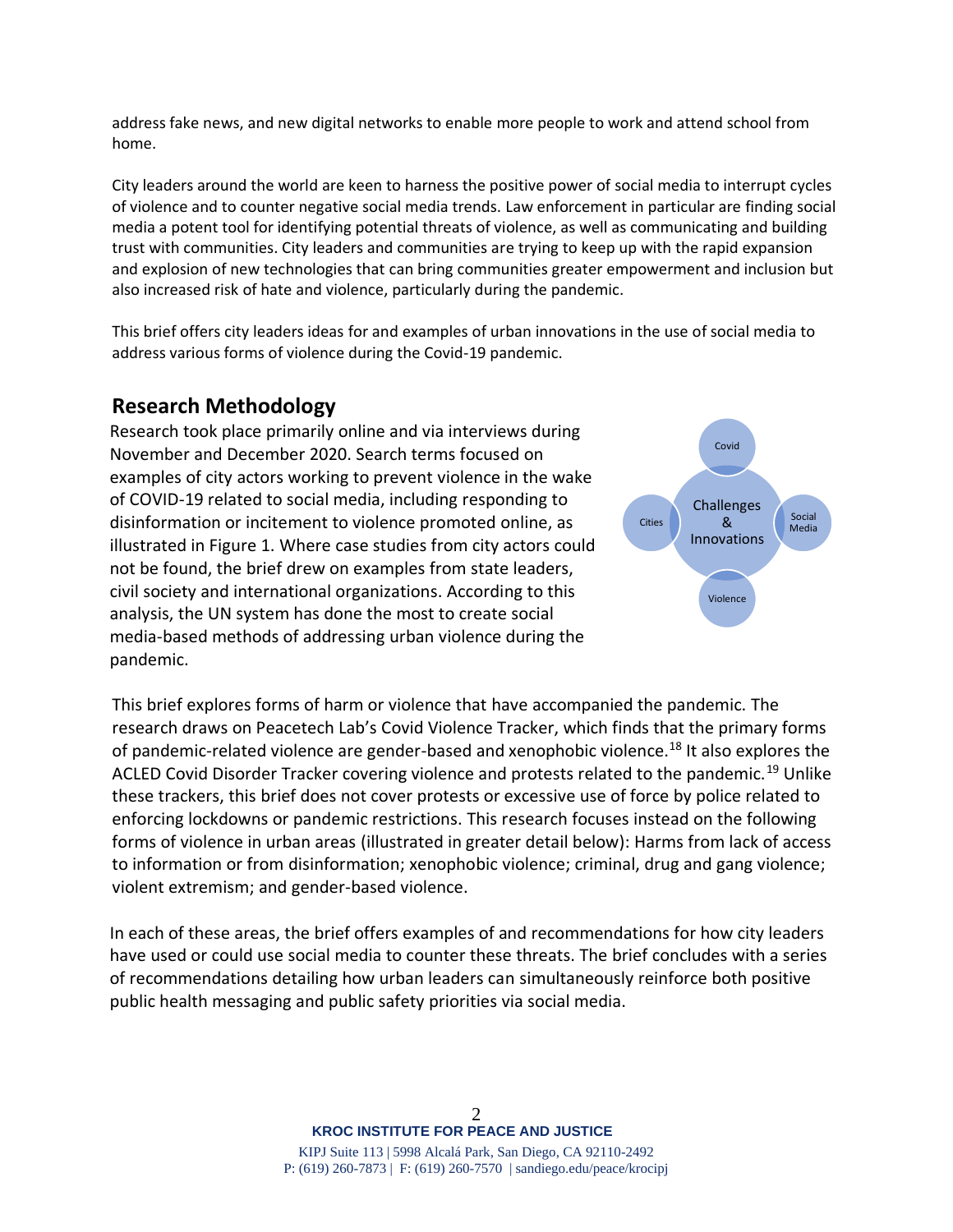address fake news, and new digital networks to enable more people to work and attend school from home.

City leaders around the world are keen to harness the positive power of social media to interrupt cycles of violence and to counter negative social media trends. Law enforcement in particular are finding social media a potent tool for identifying potential threats of violence, as well as communicating and building trust with communities. City leaders and communities are trying to keep up with the rapid expansion and explosion of new technologies that can bring communities greater empowerment and inclusion but also increased risk of hate and violence, particularly during the pandemic.

This brief offers city leaders ideas for and examples of urban innovations in the use of social media to address various forms of violence during the Covid-19 pandemic.

## Research Methodology

Research took place primarily online and via interviews during November and December 2020. Search terms focused on examples of city actors working to prevent violence in the wake of COVID-19 related to social media, including responding to disinformation or incitement to violence promoted online, as illustrated in Figure 1. Where case studies from city actors could not be found, the brief drew on examples from state leaders, civil society and international organizations. According to this analysis, the UN system has done the most to create social media-based methods of addressing urban violence during the pandemic.

Covid

Cities — Challenges & Innovations — Social Media

Violence

This brief explores forms of harm or violence that have accompanied the pandemic. The research draws on Peacetech Lab's Covid Violence Tracker, which finds that the primary forms of pandemic-related violence are gender-based and xenophobic violence.[18] It also explores the ACLED Covid Disorder Tracker covering violence and protests related to the pandemic.[19] Unlike these trackers, this brief does not cover protests or excessive use of force by police related to enforcing lockdowns or pandemic restrictions. This research focuses instead on the following forms of violence in urban areas (illustrated in greater detail below): Harms from lack of access to information or from disinformation; xenophobic violence; criminal, drug and gang violence; violent extremism; and gender-based violence.

In each of these areas, the brief offers examples of and recommendations for how city leaders have used or could use social media to counter these threats. The brief concludes with a series of recommendations detailing how urban leaders can simultaneously reinforce both positive public health messaging and public safety priorities via social media.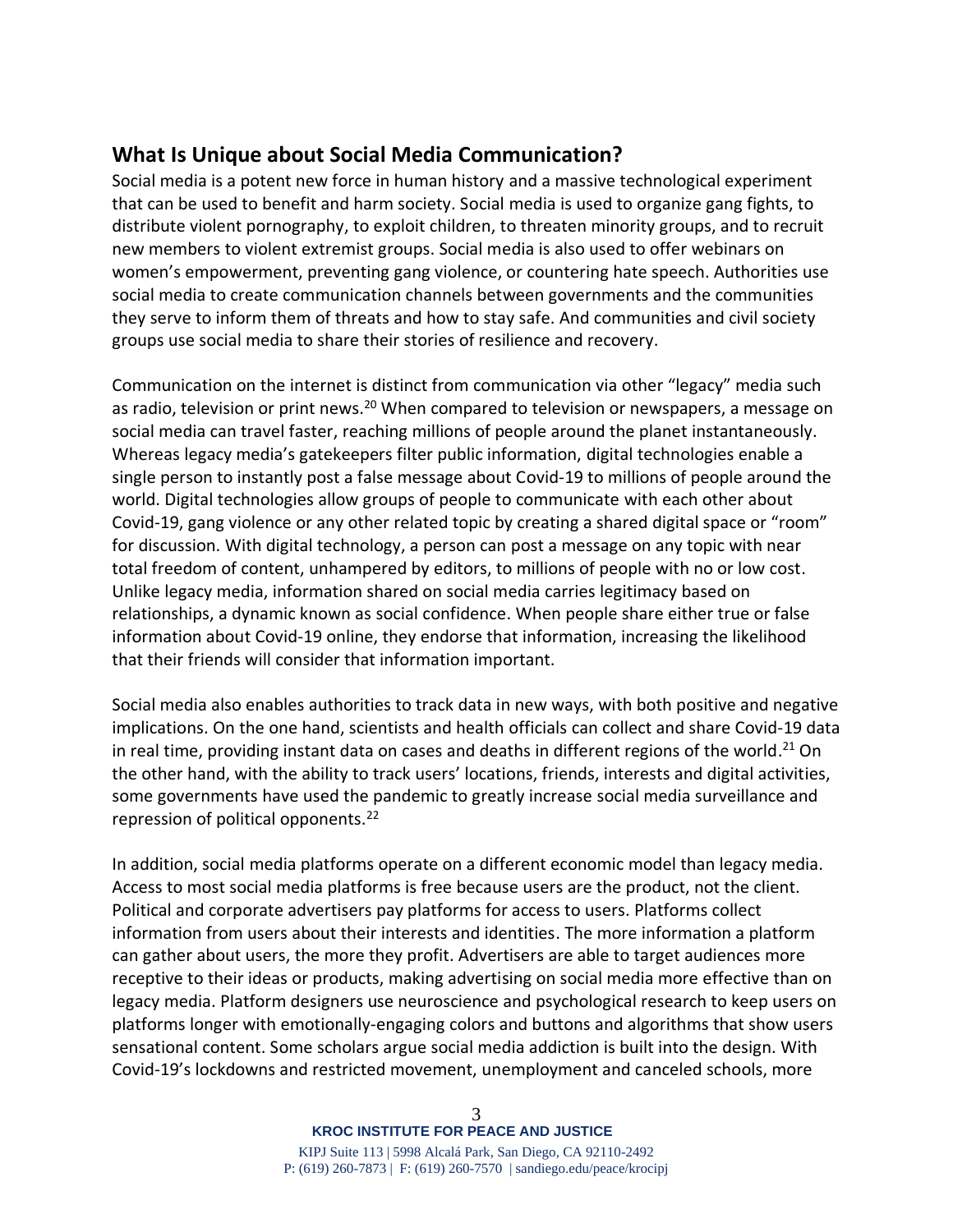## What Is Unique about Social Media Communication?

Social media is a potent new force in human history and a massive technological experiment that can be used to benefit and harm society. Social media is used to organize gang fights, to distribute violent pornography, to exploit children, to threaten minority groups, and to recruit new members to violent extremist groups. Social media is also used to offer webinars on women's empowerment, preventing gang violence, or countering hate speech. Authorities use social media to create communication channels between governments and the communities they serve to inform them of threats and how to stay safe. And communities and civil society groups use social media to share their stories of resilience and recovery.

Communication on the internet is distinct from communication via other "legacy" media such as radio, television or print news.[20] When compared to television or newspapers, a message on social media can travel faster, reaching millions of people around the planet instantaneously. Whereas legacy media's gatekeepers filter public information, digital technologies enable a single person to instantly post a false message about Covid-19 to millions of people around the world. Digital technologies allow groups of people to communicate with each other about Covid-19, gang violence or any other related topic by creating a shared digital space or "room" for discussion. With digital technology, a person can post a message on any topic with near total freedom of content, unhampered by editors, to millions of people with no or low cost. Unlike legacy media, information shared on social media carries legitimacy based on relationships, a dynamic known as social confidence. When people share either true or false information about Covid-19 online, they endorse that information, increasing the likelihood that their friends will consider that information important.

Social media also enables authorities to track data in new ways, with both positive and negative implications. On the one hand, scientists and health officials can collect and share Covid-19 data in real time, providing instant data on cases and deaths in different regions of the world.[21] On the other hand, with the ability to track users' locations, friends, interests and digital activities, some governments have used the pandemic to greatly increase social media surveillance and repression of political opponents.[22]

In addition, social media platforms operate on a different economic model than legacy media. Access to most social media platforms is free because users are the product, not the client. Political and corporate advertisers pay platforms for access to users. Platforms collect information from users about their interests and identities. The more information a platform can gather about users, the more they profit. Advertisers are able to target audiences more receptive to their ideas or products, making advertising on social media more effective than on legacy media. Platform designers use neuroscience and psychological research to keep users on platforms longer with emotionally-engaging colors and buttons and algorithms that show users sensational content. Some scholars argue social media addiction is built into the design. With Covid-19's lockdowns and restricted movement, unemployment and canceled schools, more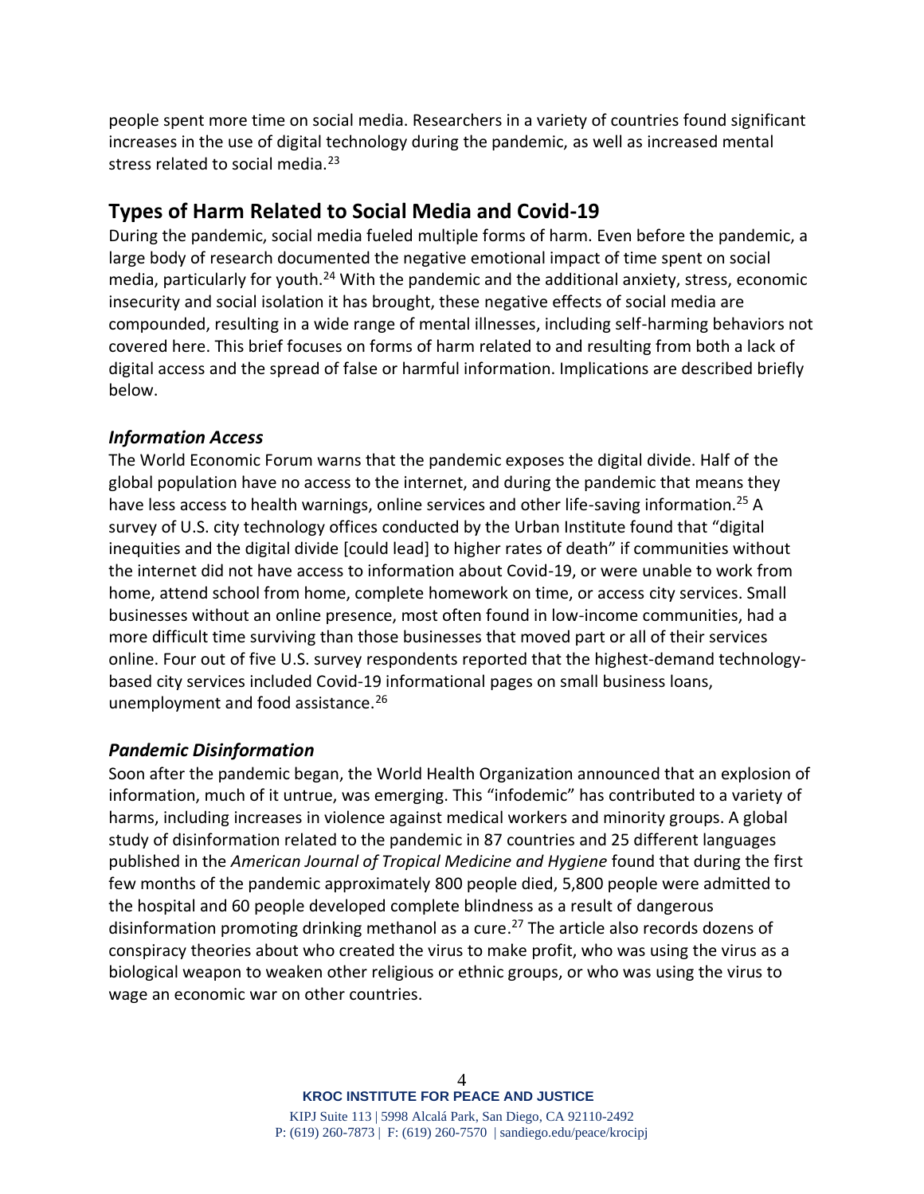people spent more time on social media. Researchers in a variety of countries found significant increases in the use of digital technology during the pandemic, as well as increased mental stress related to social media.[23]

## Types of Harm Related to Social Media and Covid-19

During the pandemic, social media fueled multiple forms of harm. Even before the pandemic, a large body of research documented the negative emotional impact of time spent on social media, particularly for youth.[24] With the pandemic and the additional anxiety, stress, economic insecurity and social isolation it has brought, these negative effects of social media are compounded, resulting in a wide range of mental illnesses, including self-harming behaviors not covered here. This brief focuses on forms of harm related to and resulting from both a lack of digital access and the spread of false or harmful information. Implications are described briefly below.

### *Information Access*

The World Economic Forum warns that the pandemic exposes the digital divide. Half of the global population have no access to the internet, and during the pandemic that means they have less access to health warnings, online services and other life-saving information.[25] A survey of U.S. city technology offices conducted by the Urban Institute found that "digital inequities and the digital divide [could lead] to higher rates of death" if communities without the internet did not have access to information about Covid-19, or were unable to work from home, attend school from home, complete homework on time, or access city services. Small businesses without an online presence, most often found in low-income communities, had a more difficult time surviving than those businesses that moved part or all of their services online. Four out of five U.S. survey respondents reported that the highest-demand technology-based city services included Covid-19 informational pages on small business loans, unemployment and food assistance.[26]

### *Pandemic Disinformation*

Soon after the pandemic began, the World Health Organization announced that an explosion of information, much of it untrue, was emerging. This "infodemic" has contributed to a variety of harms, including increases in violence against medical workers and minority groups. A global study of disinformation related to the pandemic in 87 countries and 25 different languages published in the *American Journal of Tropical Medicine and Hygiene* found that during the first few months of the pandemic approximately 800 people died, 5,800 people were admitted to the hospital and 60 people developed complete blindness as a result of dangerous disinformation promoting drinking methanol as a cure.[27] The article also records dozens of conspiracy theories about who created the virus to make profit, who was using the virus as a biological weapon to weaken other religious or ethnic groups, or who was using the virus to wage an economic war on other countries.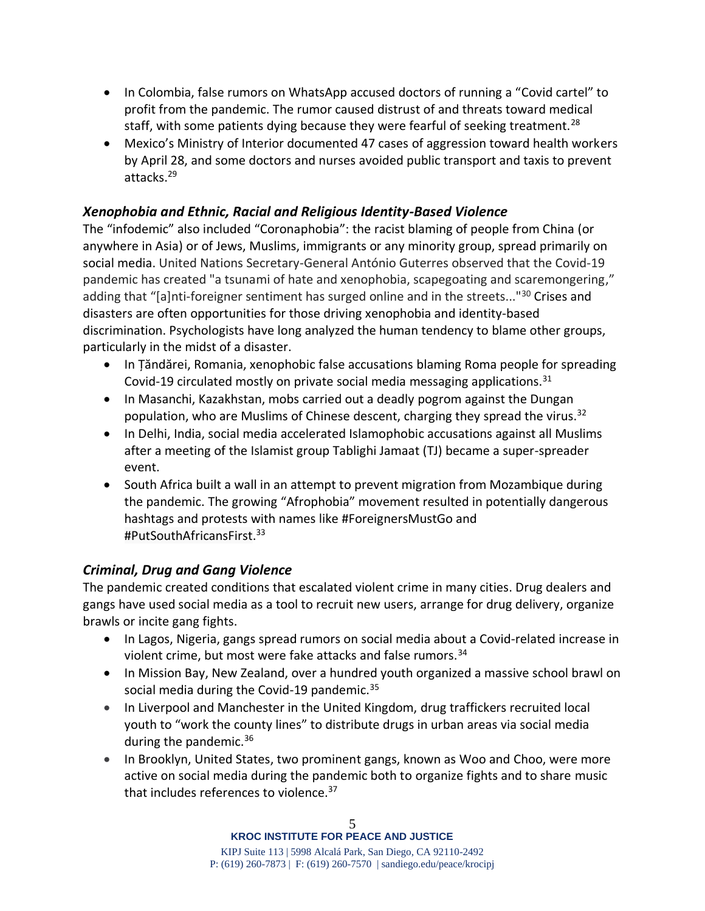- In Colombia, false rumors on WhatsApp accused doctors of running a "Covid cartel" to profit from the pandemic. The rumor caused distrust of and threats toward medical staff, with some patients dying because they were fearful of seeking treatment.[28]
- Mexico's Ministry of Interior documented 47 cases of aggression toward health workers by April 28, and some doctors and nurses avoided public transport and taxis to prevent attacks.[29]

### *Xenophobia and Ethnic, Racial and Religious Identity-Based Violence*

The "infodemic" also included "Coronaphobia": the racist blaming of people from China (or anywhere in Asia) or of Jews, Muslims, immigrants or any minority group, spread primarily on social media. United Nations Secretary-General António Guterres observed that the Covid-19 pandemic has created "a tsunami of hate and xenophobia, scapegoating and scaremongering," adding that "[a]nti-foreigner sentiment has surged online and in the streets..."[30] Crises and disasters are often opportunities for those driving xenophobia and identity-based discrimination. Psychologists have long analyzed the human tendency to blame other groups, particularly in the midst of a disaster.

- In Țăndărei, Romania, xenophobic false accusations blaming Roma people for spreading Covid-19 circulated mostly on private social media messaging applications.[31]
- In Masanchi, Kazakhstan, mobs carried out a deadly pogrom against the Dungan population, who are Muslims of Chinese descent, charging they spread the virus.[32]
- In Delhi, India, social media accelerated Islamophobic accusations against all Muslims after a meeting of the Islamist group Tablighi Jamaat (TJ) became a super-spreader event.
- South Africa built a wall in an attempt to prevent migration from Mozambique during the pandemic. The growing "Afrophobia" movement resulted in potentially dangerous hashtags and protests with names like #ForeignersMustGo and #PutSouthAfricansFirst.[33]

### *Criminal, Drug and Gang Violence*

The pandemic created conditions that escalated violent crime in many cities. Drug dealers and gangs have used social media as a tool to recruit new users, arrange for drug delivery, organize brawls or incite gang fights.

- In Lagos, Nigeria, gangs spread rumors on social media about a Covid-related increase in violent crime, but most were fake attacks and false rumors.[34]
- In Mission Bay, New Zealand, over a hundred youth organized a massive school brawl on social media during the Covid-19 pandemic.[35]
- In Liverpool and Manchester in the United Kingdom, drug traffickers recruited local youth to "work the county lines" to distribute drugs in urban areas via social media during the pandemic.[36]
- In Brooklyn, United States, two prominent gangs, known as Woo and Choo, were more active on social media during the pandemic both to organize fights and to share music that includes references to violence.[37]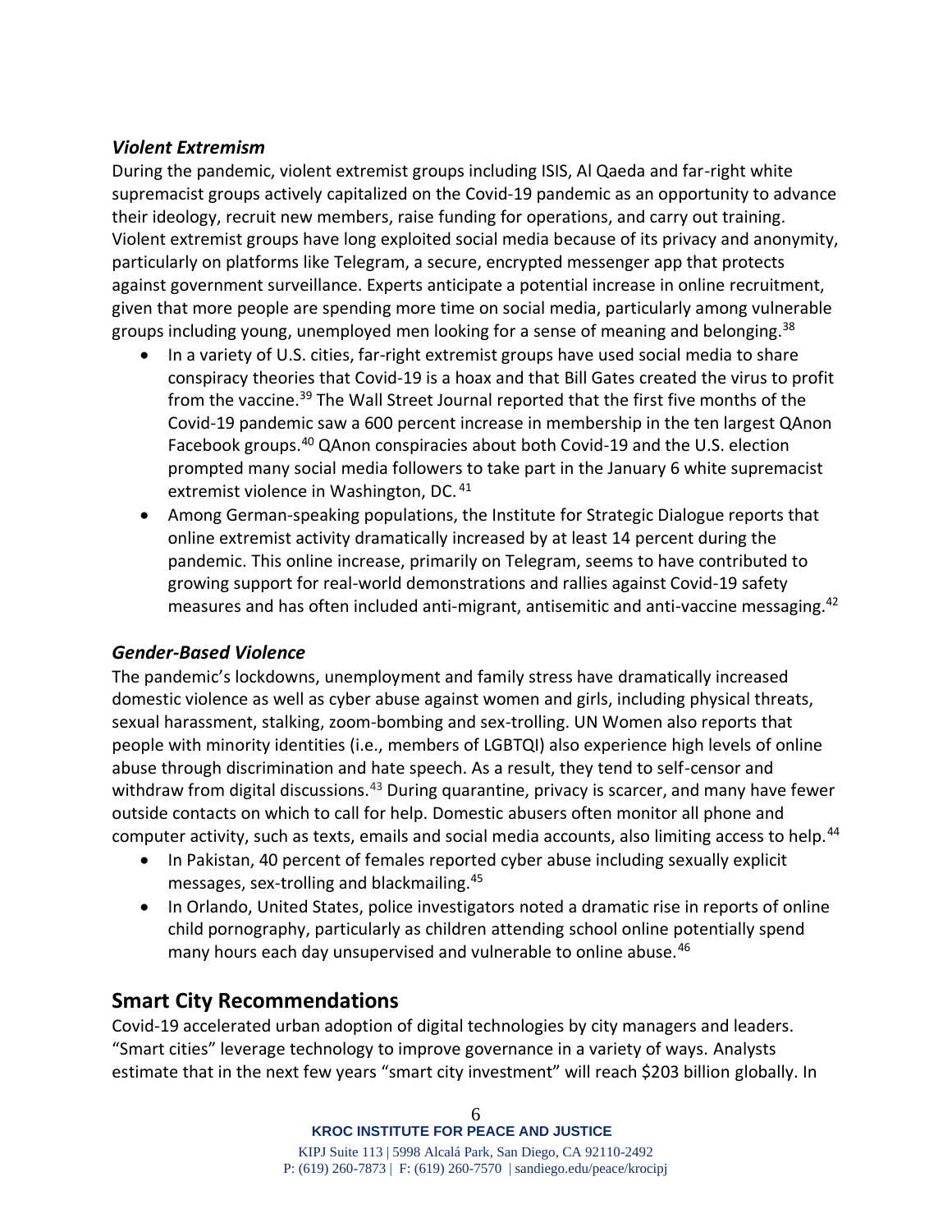### *Violent Extremism*

During the pandemic, violent extremist groups including ISIS, Al Qaeda and far-right white supremacist groups actively capitalized on the Covid-19 pandemic as an opportunity to advance their ideology, recruit new members, raise funding for operations, and carry out training. Violent extremist groups have long exploited social media because of its privacy and anonymity, particularly on platforms like Telegram, a secure, encrypted messenger app that protects against government surveillance. Experts anticipate a potential increase in online recruitment, given that more people are spending more time on social media, particularly among vulnerable groups including young, unemployed men looking for a sense of meaning and belonging.[38]

- In a variety of U.S. cities, far-right extremist groups have used social media to share conspiracy theories that Covid-19 is a hoax and that Bill Gates created the virus to profit from the vaccine.[39] The Wall Street Journal reported that the first five months of the Covid-19 pandemic saw a 600 percent increase in membership in the ten largest QAnon Facebook groups.[40] QAnon conspiracies about both Covid-19 and the U.S. election prompted many social media followers to take part in the January 6 white supremacist extremist violence in Washington, DC.[41]
- Among German-speaking populations, the Institute for Strategic Dialogue reports that online extremist activity dramatically increased by at least 14 percent during the pandemic. This online increase, primarily on Telegram, seems to have contributed to growing support for real-world demonstrations and rallies against Covid-19 safety measures and has often included anti-migrant, antisemitic and anti-vaccine messaging.[42]

### *Gender-Based Violence*

The pandemic's lockdowns, unemployment and family stress have dramatically increased domestic violence as well as cyber abuse against women and girls, including physical threats, sexual harassment, stalking, zoom-bombing and sex-trolling. UN Women also reports that people with minority identities (i.e., members of LGBTQI) also experience high levels of online abuse through discrimination and hate speech. As a result, they tend to self-censor and withdraw from digital discussions.[43] During quarantine, privacy is scarcer, and many have fewer outside contacts on which to call for help. Domestic abusers often monitor all phone and computer activity, such as texts, emails and social media accounts, also limiting access to help.[44]

- In Pakistan, 40 percent of females reported cyber abuse including sexually explicit messages, sex-trolling and blackmailing.[45]
- In Orlando, United States, police investigators noted a dramatic rise in reports of online child pornography, particularly as children attending school online potentially spend many hours each day unsupervised and vulnerable to online abuse.[46]

## Smart City Recommendations

Covid-19 accelerated urban adoption of digital technologies by city managers and leaders. "Smart cities" leverage technology to improve governance in a variety of ways. Analysts estimate that in the next few years "smart city investment" will reach $203 billion globally. In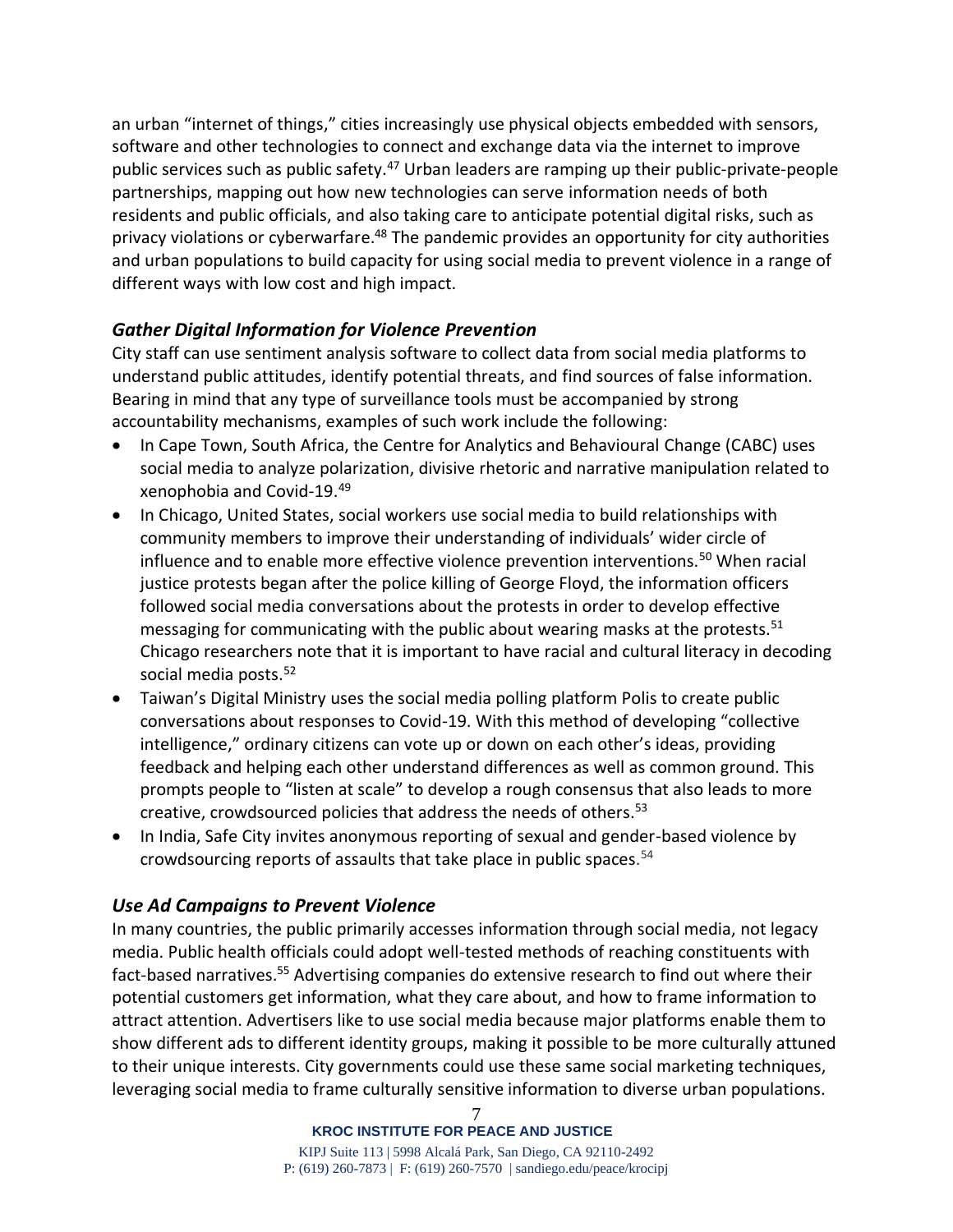an urban "internet of things," cities increasingly use physical objects embedded with sensors, software and other technologies to connect and exchange data via the internet to improve public services such as public safety.[47] Urban leaders are ramping up their public-private-people partnerships, mapping out how new technologies can serve information needs of both residents and public officials, and also taking care to anticipate potential digital risks, such as privacy violations or cyberwarfare.[48] The pandemic provides an opportunity for city authorities and urban populations to build capacity for using social media to prevent violence in a range of different ways with low cost and high impact.

### *Gather Digital Information for Violence Prevention*

City staff can use sentiment analysis software to collect data from social media platforms to understand public attitudes, identify potential threats, and find sources of false information. Bearing in mind that any type of surveillance tools must be accompanied by strong accountability mechanisms, examples of such work include the following:

- In Cape Town, South Africa, the Centre for Analytics and Behavioural Change (CABC) uses social media to analyze polarization, divisive rhetoric and narrative manipulation related to xenophobia and Covid-19.[49]
- In Chicago, United States, social workers use social media to build relationships with community members to improve their understanding of individuals' wider circle of influence and to enable more effective violence prevention interventions.[50] When racial justice protests began after the police killing of George Floyd, the information officers followed social media conversations about the protests in order to develop effective messaging for communicating with the public about wearing masks at the protests.[51] Chicago researchers note that it is important to have racial and cultural literacy in decoding social media posts.[52]
- Taiwan's Digital Ministry uses the social media polling platform Polis to create public conversations about responses to Covid-19. With this method of developing "collective intelligence," ordinary citizens can vote up or down on each other's ideas, providing feedback and helping each other understand differences as well as common ground. This prompts people to "listen at scale" to develop a rough consensus that also leads to more creative, crowdsourced policies that address the needs of others.[53]
- In India, Safe City invites anonymous reporting of sexual and gender-based violence by crowdsourcing reports of assaults that take place in public spaces.[54]

### *Use Ad Campaigns to Prevent Violence*

In many countries, the public primarily accesses information through social media, not legacy media. Public health officials could adopt well-tested methods of reaching constituents with fact-based narratives.[55] Advertising companies do extensive research to find out where their potential customers get information, what they care about, and how to frame information to attract attention. Advertisers like to use social media because major platforms enable them to show different ads to different identity groups, making it possible to be more culturally attuned to their unique interests. City governments could use these same social marketing techniques, leveraging social media to frame culturally sensitive information to diverse urban populations.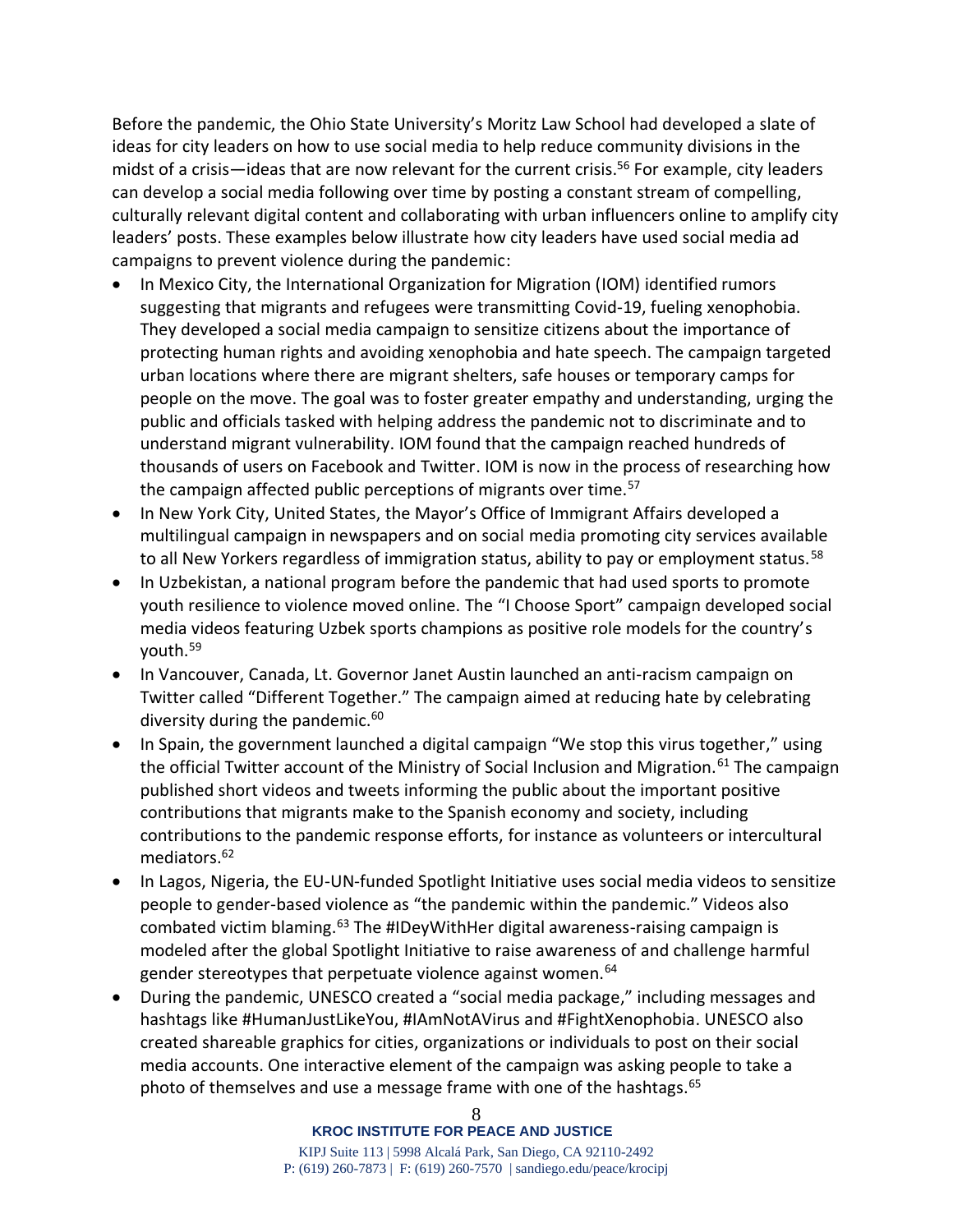Before the pandemic, the Ohio State University's Moritz Law School had developed a slate of ideas for city leaders on how to use social media to help reduce community divisions in the midst of a crisis—ideas that are now relevant for the current crisis.[56] For example, city leaders can develop a social media following over time by posting a constant stream of compelling, culturally relevant digital content and collaborating with urban influencers online to amplify city leaders' posts. These examples below illustrate how city leaders have used social media ad campaigns to prevent violence during the pandemic:

- In Mexico City, the International Organization for Migration (IOM) identified rumors suggesting that migrants and refugees were transmitting Covid-19, fueling xenophobia. They developed a social media campaign to sensitize citizens about the importance of protecting human rights and avoiding xenophobia and hate speech. The campaign targeted urban locations where there are migrant shelters, safe houses or temporary camps for people on the move. The goal was to foster greater empathy and understanding, urging the public and officials tasked with helping address the pandemic not to discriminate and to understand migrant vulnerability. IOM found that the campaign reached hundreds of thousands of users on Facebook and Twitter. IOM is now in the process of researching how the campaign affected public perceptions of migrants over time.[57]
- In New York City, United States, the Mayor's Office of Immigrant Affairs developed a multilingual campaign in newspapers and on social media promoting city services available to all New Yorkers regardless of immigration status, ability to pay or employment status.[58]
- In Uzbekistan, a national program before the pandemic that had used sports to promote youth resilience to violence moved online. The "I Choose Sport" campaign developed social media videos featuring Uzbek sports champions as positive role models for the country's youth.[59]
- In Vancouver, Canada, Lt. Governor Janet Austin launched an anti-racism campaign on Twitter called "Different Together." The campaign aimed at reducing hate by celebrating diversity during the pandemic.[60]
- In Spain, the government launched a digital campaign "We stop this virus together," using the official Twitter account of the Ministry of Social Inclusion and Migration.[61] The campaign published short videos and tweets informing the public about the important positive contributions that migrants make to the Spanish economy and society, including contributions to the pandemic response efforts, for instance as volunteers or intercultural mediators.[62]
- In Lagos, Nigeria, the EU-UN-funded Spotlight Initiative uses social media videos to sensitize people to gender-based violence as "the pandemic within the pandemic." Videos also combated victim blaming.[63] The #IDeyWithHer digital awareness-raising campaign is modeled after the global Spotlight Initiative to raise awareness of and challenge harmful gender stereotypes that perpetuate violence against women.[64]
- During the pandemic, UNESCO created a "social media package," including messages and hashtags like #HumanJustLikeYou, #IAmNotAVirus and #FightXenophobia. UNESCO also created shareable graphics for cities, organizations or individuals to post on their social media accounts. One interactive element of the campaign was asking people to take a photo of themselves and use a message frame with one of the hashtags.[65]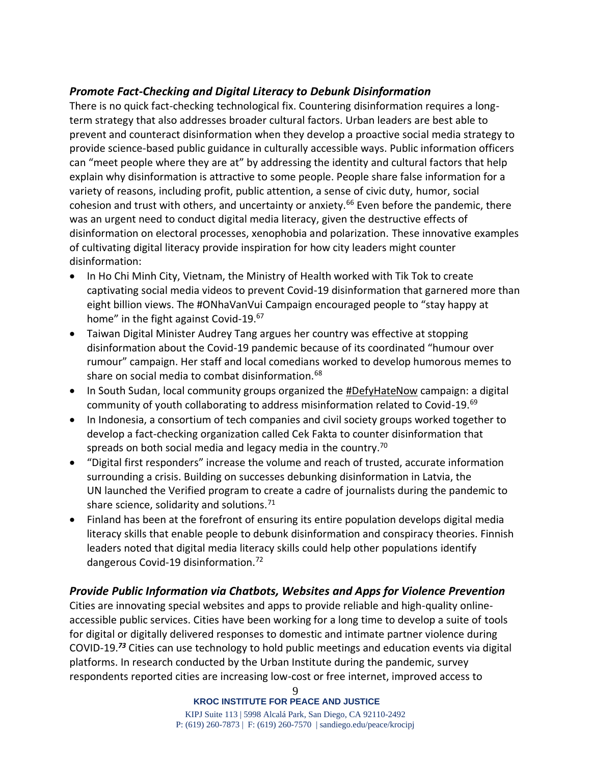### *Promote Fact-Checking and Digital Literacy to Debunk Disinformation*

There is no quick fact-checking technological fix. Countering disinformation requires a long-term strategy that also addresses broader cultural factors. Urban leaders are best able to prevent and counteract disinformation when they develop a proactive social media strategy to provide science-based public guidance in culturally accessible ways. Public information officers can "meet people where they are at" by addressing the identity and cultural factors that help explain why disinformation is attractive to some people. People share false information for a variety of reasons, including profit, public attention, a sense of civic duty, humor, social cohesion and trust with others, and uncertainty or anxiety.[66] Even before the pandemic, there was an urgent need to conduct digital media literacy, given the destructive effects of disinformation on electoral processes, xenophobia and polarization. These innovative examples of cultivating digital literacy provide inspiration for how city leaders might counter disinformation:

- In Ho Chi Minh City, Vietnam, the Ministry of Health worked with Tik Tok to create captivating social media videos to prevent Covid-19 disinformation that garnered more than eight billion views. The #ONhaVanVui Campaign encouraged people to "stay happy at home" in the fight against Covid-19.[67]
- Taiwan Digital Minister Audrey Tang argues her country was effective at stopping disinformation about the Covid-19 pandemic because of its coordinated "humour over rumour" campaign. Her staff and local comedians worked to develop humorous memes to share on social media to combat disinformation.[68]
- In South Sudan, local community groups organized the #DefyHateNow campaign: a digital community of youth collaborating to address misinformation related to Covid-19.[69]
- In Indonesia, a consortium of tech companies and civil society groups worked together to develop a fact-checking organization called Cek Fakta to counter disinformation that spreads on both social media and legacy media in the country.[70]
- "Digital first responders" increase the volume and reach of trusted, accurate information surrounding a crisis. Building on successes debunking disinformation in Latvia, the UN launched the Verified program to create a cadre of journalists during the pandemic to share science, solidarity and solutions.[71]
- Finland has been at the forefront of ensuring its entire population develops digital media literacy skills that enable people to debunk disinformation and conspiracy theories. Finnish leaders noted that digital media literacy skills could help other populations identify dangerous Covid-19 disinformation.[72]

### *Provide Public Information via Chatbots, Websites and Apps for Violence Prevention*

Cities are innovating special websites and apps to provide reliable and high-quality online-accessible public services. Cities have been working for a long time to develop a suite of tools for digital or digitally delivered responses to domestic and intimate partner violence during COVID-19.[73] Cities can use technology to hold public meetings and education events via digital platforms. In research conducted by the Urban Institute during the pandemic, survey respondents reported cities are increasing low-cost or free internet, improved access to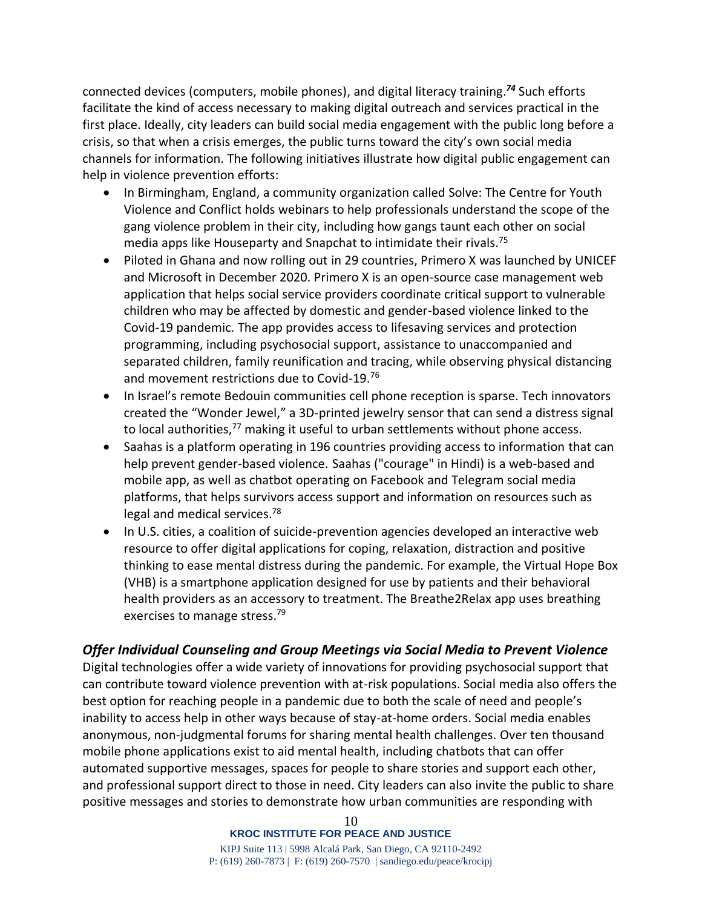connected devices (computers, mobile phones), and digital literacy training.[74] Such efforts facilitate the kind of access necessary to making digital outreach and services practical in the first place. Ideally, city leaders can build social media engagement with the public long before a crisis, so that when a crisis emerges, the public turns toward the city's own social media channels for information. The following initiatives illustrate how digital public engagement can help in violence prevention efforts:

- In Birmingham, England, a community organization called Solve: The Centre for Youth Violence and Conflict holds webinars to help professionals understand the scope of the gang violence problem in their city, including how gangs taunt each other on social media apps like Houseparty and Snapchat to intimidate their rivals.[75]
- Piloted in Ghana and now rolling out in 29 countries, Primero X was launched by UNICEF and Microsoft in December 2020. Primero X is an open-source case management web application that helps social service providers coordinate critical support to vulnerable children who may be affected by domestic and gender-based violence linked to the Covid-19 pandemic. The app provides access to lifesaving services and protection programming, including psychosocial support, assistance to unaccompanied and separated children, family reunification and tracing, while observing physical distancing and movement restrictions due to Covid-19.[76]
- In Israel's remote Bedouin communities cell phone reception is sparse. Tech innovators created the "Wonder Jewel," a 3D-printed jewelry sensor that can send a distress signal to local authorities,[77] making it useful to urban settlements without phone access.
- Saahas is a platform operating in 196 countries providing access to information that can help prevent gender-based violence. Saahas ("courage" in Hindi) is a web-based and mobile app, as well as chatbot operating on Facebook and Telegram social media platforms, that helps survivors access support and information on resources such as legal and medical services.[78]
- In U.S. cities, a coalition of suicide-prevention agencies developed an interactive web resource to offer digital applications for coping, relaxation, distraction and positive thinking to ease mental distress during the pandemic. For example, the Virtual Hope Box (VHB) is a smartphone application designed for use by patients and their behavioral health providers as an accessory to treatment. The Breathe2Relax app uses breathing exercises to manage stress.[79]

### *Offer Individual Counseling and Group Meetings via Social Media to Prevent Violence*

Digital technologies offer a wide variety of innovations for providing psychosocial support that can contribute toward violence prevention with at-risk populations. Social media also offers the best option for reaching people in a pandemic due to both the scale of need and people's inability to access help in other ways because of stay-at-home orders. Social media enables anonymous, non-judgmental forums for sharing mental health challenges. Over ten thousand mobile phone applications exist to aid mental health, including chatbots that can offer automated supportive messages, spaces for people to share stories and support each other, and professional support direct to those in need. City leaders can also invite the public to share positive messages and stories to demonstrate how urban communities are responding with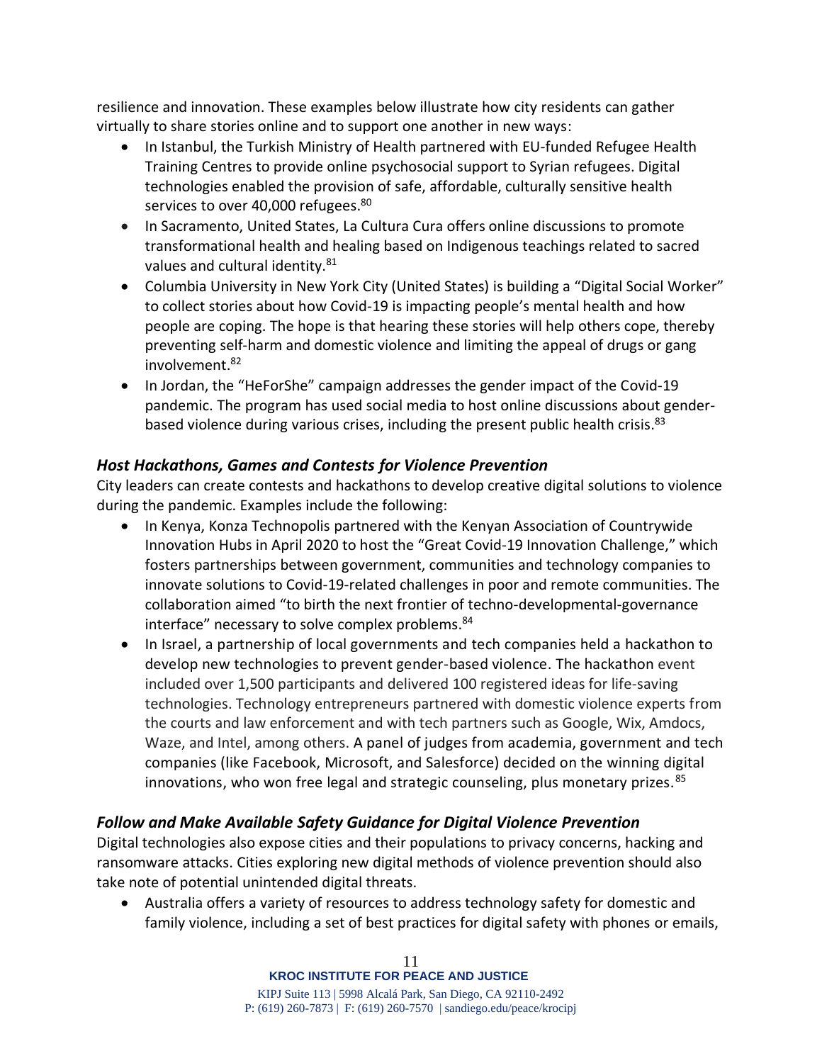resilience and innovation. These examples below illustrate how city residents can gather virtually to share stories online and to support one another in new ways:

- In Istanbul, the Turkish Ministry of Health partnered with EU-funded Refugee Health Training Centres to provide online psychosocial support to Syrian refugees. Digital technologies enabled the provision of safe, affordable, culturally sensitive health services to over 40,000 refugees.[80]
- In Sacramento, United States, La Cultura Cura offers online discussions to promote transformational health and healing based on Indigenous teachings related to sacred values and cultural identity.[81]
- Columbia University in New York City (United States) is building a "Digital Social Worker" to collect stories about how Covid-19 is impacting people's mental health and how people are coping. The hope is that hearing these stories will help others cope, thereby preventing self-harm and domestic violence and limiting the appeal of drugs or gang involvement.[82]
- In Jordan, the "HeForShe" campaign addresses the gender impact of the Covid-19 pandemic. The program has used social media to host online discussions about gender-based violence during various crises, including the present public health crisis.[83]

### *Host Hackathons, Games and Contests for Violence Prevention*

City leaders can create contests and hackathons to develop creative digital solutions to violence during the pandemic. Examples include the following:

- In Kenya, Konza Technopolis partnered with the Kenyan Association of Countrywide Innovation Hubs in April 2020 to host the "Great Covid-19 Innovation Challenge," which fosters partnerships between government, communities and technology companies to innovate solutions to Covid-19-related challenges in poor and remote communities. The collaboration aimed "to birth the next frontier of techno-developmental-governance interface" necessary to solve complex problems.[84]
- In Israel, a partnership of local governments and tech companies held a hackathon to develop new technologies to prevent gender-based violence. The hackathon event included over 1,500 participants and delivered 100 registered ideas for life-saving technologies. Technology entrepreneurs partnered with domestic violence experts from the courts and law enforcement and with tech partners such as Google, Wix, Amdocs, Waze, and Intel, among others. A panel of judges from academia, government and tech companies (like Facebook, Microsoft, and Salesforce) decided on the winning digital innovations, who won free legal and strategic counseling, plus monetary prizes.[85]

### *Follow and Make Available Safety Guidance for Digital Violence Prevention*

Digital technologies also expose cities and their populations to privacy concerns, hacking and ransomware attacks. Cities exploring new digital methods of violence prevention should also take note of potential unintended digital threats.

- Australia offers a variety of resources to address technology safety for domestic and family violence, including a set of best practices for digital safety with phones or emails,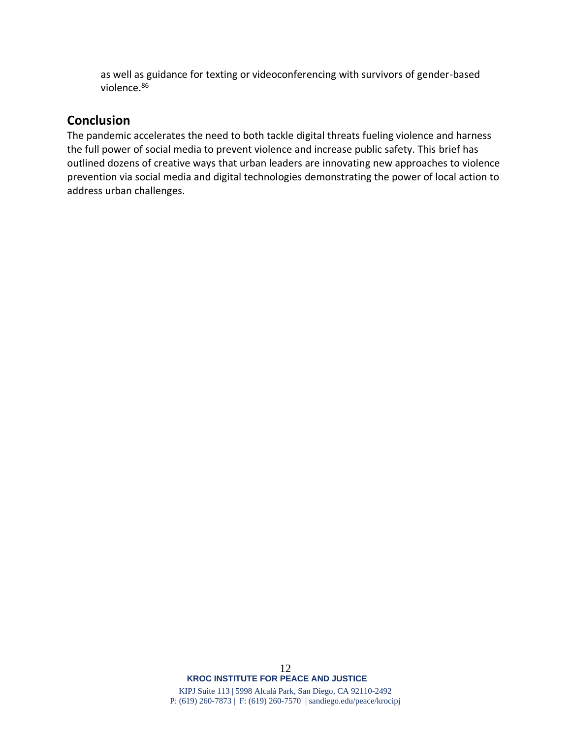as well as guidance for texting or videoconferencing with survivors of gender-based violence.[86]

## Conclusion

The pandemic accelerates the need to both tackle digital threats fueling violence and harness the full power of social media to prevent violence and increase public safety. This brief has outlined dozens of creative ways that urban leaders are innovating new approaches to violence prevention via social media and digital technologies demonstrating the power of local action to address urban challenges.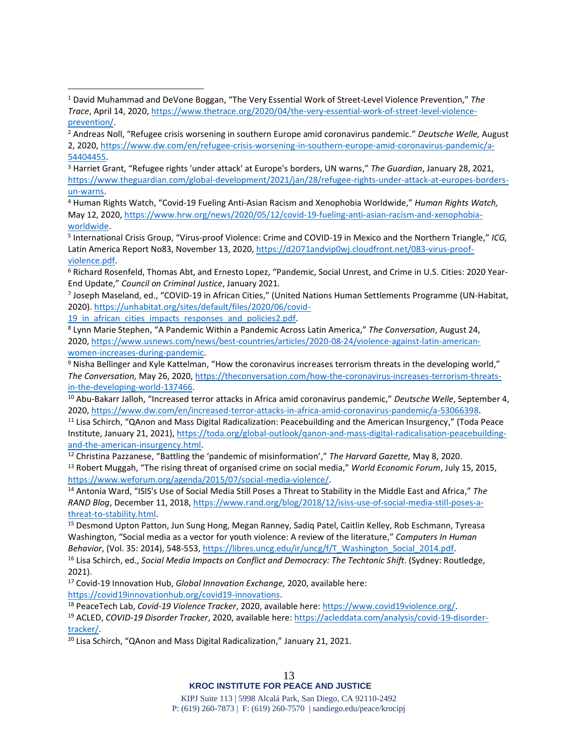[1] David Muhammad and DeVone Boggan, "The Very Essential Work of Street-Level Violence Prevention," *The Trace*, April 14, 2020, https://www.thetrace.org/2020/04/the-very-essential-work-of-street-level-violence-prevention/.

[2] Andreas Noll, "Refugee crisis worsening in southern Europe amid coronavirus pandemic." *Deutsche Welle,* August 2, 2020, https://www.dw.com/en/refugee-crisis-worsening-in-southern-europe-amid-coronavirus-pandemic/a-54404455.

[3] Harriet Grant, "Refugee rights 'under attack' at Europe's borders, UN warns," *The Guardian*, January 28, 2021, https://www.theguardian.com/global-development/2021/jan/28/refugee-rights-under-attack-at-europes-borders-un-warns.

[4] Human Rights Watch, "Covid-19 Fueling Anti-Asian Racism and Xenophobia Worldwide," *Human Rights Watch,* May 12, 2020, https://www.hrw.org/news/2020/05/12/covid-19-fueling-anti-asian-racism-and-xenophobia-worldwide.

[5] International Crisis Group, "Virus-proof Violence: Crime and COVID-19 in Mexico and the Northern Triangle," *ICG,* Latin America Report No83, November 13, 2020, https://d2071andvip0wj.cloudfront.net/083-virus-proof-violence.pdf.

[6] Richard Rosenfeld, Thomas Abt, and Ernesto Lopez, "Pandemic, Social Unrest, and Crime in U.S. Cities: 2020 Year-End Update," *Council on Criminal Justice*, January 2021.

[7] Joseph Maseland, ed., "COVID-19 in African Cities," (United Nations Human Settlements Programme (UN-Habitat, 2020). https://unhabitat.org/sites/default/files/2020/06/covid-19_in_african_cities_impacts_responses_and_policies2.pdf.

[8] Lynn Marie Stephen, "A Pandemic Within a Pandemic Across Latin America," *The Conversation*, August 24, 2020, https://www.usnews.com/news/best-countries/articles/2020-08-24/violence-against-latin-american-women-increases-during-pandemic.

[9] Nisha Bellinger and Kyle Kattelman, "How the coronavirus increases terrorism threats in the developing world," *The Conversation,* May 26, 2020, https://theconversation.com/how-the-coronavirus-increases-terrorism-threats-in-the-developing-world-137466.

[10] Abu-Bakarr Jalloh, "Increased terror attacks in Africa amid coronavirus pandemic," *Deutsche Welle*, September 4, 2020, https://www.dw.com/en/increased-terror-attacks-in-africa-amid-coronavirus-pandemic/a-53066398.

[11] Lisa Schirch, "QAnon and Mass Digital Radicalization: Peacebuilding and the American Insurgency," (Toda Peace Institute, January 21, 2021), https://toda.org/global-outlook/qanon-and-mass-digital-radicalisation-peacebuilding-and-the-american-insurgency.html.

[12] Christina Pazzanese, "Battling the 'pandemic of misinformation'," *The Harvard Gazette,* May 8, 2020.

[13] Robert Muggah, "The rising threat of organised crime on social media," *World Economic Forum*, July 15, 2015, https://www.weforum.org/agenda/2015/07/social-media-violence/.

[14] Antonia Ward, "ISIS's Use of Social Media Still Poses a Threat to Stability in the Middle East and Africa," *The RAND Blog*, December 11, 2018, https://www.rand.org/blog/2018/12/isiss-use-of-social-media-still-poses-a-threat-to-stability.html.

[15] Desmond Upton Patton, Jun Sung Hong, Megan Ranney, Sadiq Patel, Caitlin Kelley, Rob Eschmann, Tyreasa Washington, "Social media as a vector for youth violence: A review of the literature," *Computers In Human Behavior*, (Vol. 35: 2014), 548-553, https://libres.uncg.edu/ir/uncg/f/T_Washington_Social_2014.pdf.

[16] Lisa Schirch, ed., *Social Media Impacts on Conflict and Democracy: The Techtonic Shift*. (Sydney: Routledge, 2021).

[17] Covid-19 Innovation Hub, *Global Innovation Exchange,* 2020, available here: https://covid19innovationhub.org/covid19-innovations.

[18] PeaceTech Lab, *Covid-19 Violence Tracker*, 2020, available here: https://www.covid19violence.org/.

[19] ACLED, *COVID-19 Disorder Tracker*, 2020, available here: https://acleddata.com/analysis/covid-19-disorder-tracker/.

[20] Lisa Schirch, "QAnon and Mass Digital Radicalization," January 21, 2021.

**KROC INSTITUTE FOR PEACE AND JUSTICE**

KIPJ Suite 113 | 5998 Alcalá Park, San Diego, CA 92110-2492
P: (619) 260-7873 | F: (619) 260-7570 | sandiego.edu/peace/krocipj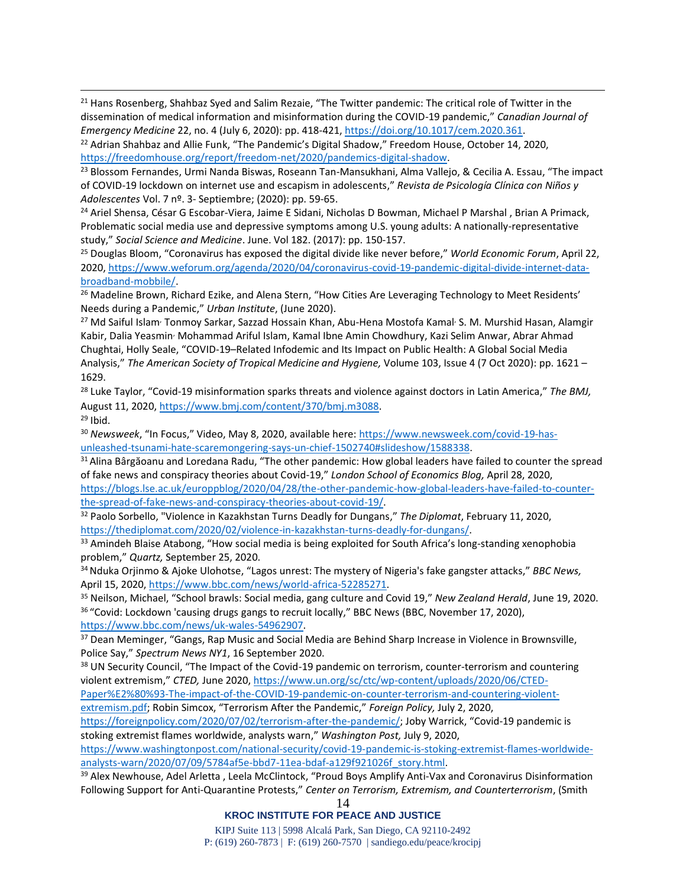[21] Hans Rosenberg, Shahbaz Syed and Salim Rezaie, "The Twitter pandemic: The critical role of Twitter in the dissemination of medical information and misinformation during the COVID-19 pandemic," *Canadian Journal of Emergency Medicine* 22, no. 4 (July 6, 2020): pp. 418-421, https://doi.org/10.1017/cem.2020.361.

[22] Adrian Shahbaz and Allie Funk, "The Pandemic's Digital Shadow," Freedom House, October 14, 2020, https://freedomhouse.org/report/freedom-net/2020/pandemics-digital-shadow.

[23] Blossom Fernandes, Urmi Nanda Biswas, Roseann Tan-Mansukhani, Alma Vallejo, & Cecilia A. Essau, "The impact of COVID-19 lockdown on internet use and escapism in adolescents," *Revista de Psicología Clínica con Niños y Adolescentes* Vol. 7 nº. 3- Septiembre; (2020): pp. 59-65.

[24] Ariel Shensa, César G Escobar-Viera, Jaime E Sidani, Nicholas D Bowman, Michael P Marshal , Brian A Primack, Problematic social media use and depressive symptoms among U.S. young adults: A nationally-representative study," *Social Science and Medicine*. June. Vol 182. (2017): pp. 150-157.

[25] Douglas Bloom, "Coronavirus has exposed the digital divide like never before," *World Economic Forum*, April 22, 2020, https://www.weforum.org/agenda/2020/04/coronavirus-covid-19-pandemic-digital-divide-internet-data-broadband-mobbile/.

[26] Madeline Brown, Richard Ezike, and Alena Stern, "How Cities Are Leveraging Technology to Meet Residents' Needs during a Pandemic," *Urban Institute*, (June 2020).

[27] Md Saiful Islam, Tonmoy Sarkar, Sazzad Hossain Khan, Abu-Hena Mostofa Kamal, S. M. Murshid Hasan, Alamgir Kabir, Dalia Yeasmin, Mohammad Ariful Islam, Kamal Ibne Amin Chowdhury, Kazi Selim Anwar, Abrar Ahmad Chughtai, Holly Seale, "COVID-19–Related Infodemic and Its Impact on Public Health: A Global Social Media Analysis," *The American Society of Tropical Medicine and Hygiene,* Volume 103, Issue 4 (7 Oct 2020): pp. 1621 – 1629.

[28] Luke Taylor, "Covid-19 misinformation sparks threats and violence against doctors in Latin America," *The BMJ,* August 11, 2020, https://www.bmj.com/content/370/bmj.m3088.

[29] Ibid.

[30] *Newsweek*, "In Focus," Video, May 8, 2020, available here: https://www.newsweek.com/covid-19-has-unleashed-tsunami-hate-scaremongering-says-un-chief-1502740#slideshow/1588338.

[31] Alina Bârgăoanu and Loredana Radu, "The other pandemic: How global leaders have failed to counter the spread of fake news and conspiracy theories about Covid-19," *London School of Economics Blog,* April 28, 2020, https://blogs.lse.ac.uk/europpblog/2020/04/28/the-other-pandemic-how-global-leaders-have-failed-to-counter-the-spread-of-fake-news-and-conspiracy-theories-about-covid-19/.

[32] Paolo Sorbello, "Violence in Kazakhstan Turns Deadly for Dungans," *The Diplomat*, February 11, 2020, https://thediplomat.com/2020/02/violence-in-kazakhstan-turns-deadly-for-dungans/.

[33] Amindeh Blaise Atabong, "How social media is being exploited for South Africa's long-standing xenophobia problem," *Quartz,* September 25, 2020.

[34] Nduka Orjinmo & Ajoke Ulohotse, "Lagos unrest: The mystery of Nigeria's fake gangster attacks," *BBC News,* April 15, 2020, https://www.bbc.com/news/world-africa-52285271.

[35] Neilson, Michael, "School brawls: Social media, gang culture and Covid 19," *New Zealand Herald*, June 19, 2020.

[36] "Covid: Lockdown 'causing drugs gangs to recruit locally," BBC News (BBC, November 17, 2020), https://www.bbc.com/news/uk-wales-54962907.

[37] Dean Meminger, "Gangs, Rap Music and Social Media are Behind Sharp Increase in Violence in Brownsville, Police Say," *Spectrum News NY1*, 16 September 2020.

[38] UN Security Council, "The Impact of the Covid-19 pandemic on terrorism, counter-terrorism and countering violent extremism," *CTED,* June 2020, https://www.un.org/sc/ctc/wp-content/uploads/2020/06/CTED-Paper%E2%80%93-The-impact-of-the-COVID-19-pandemic-on-counter-terrorism-and-countering-violent-extremism.pdf; Robin Simcox, "Terrorism After the Pandemic," *Foreign Policy,* July 2, 2020, https://foreignpolicy.com/2020/07/02/terrorism-after-the-pandemic/; Joby Warrick, "Covid-19 pandemic is stoking extremist flames worldwide, analysts warn," *Washington Post,* July 9, 2020, https://www.washingtonpost.com/national-security/covid-19-pandemic-is-stoking-extremist-flames-worldwide-analysts-warn/2020/07/09/5784af5e-bbd7-11ea-bdaf-a129f921026f_story.html.

[39] Alex Newhouse, Adel Arletta , Leela McClintock, "Proud Boys Amplify Anti-Vax and Coronavirus Disinformation Following Support for Anti-Quarantine Protests," *Center on Terrorism, Extremism, and Counterterrorism*, (Smith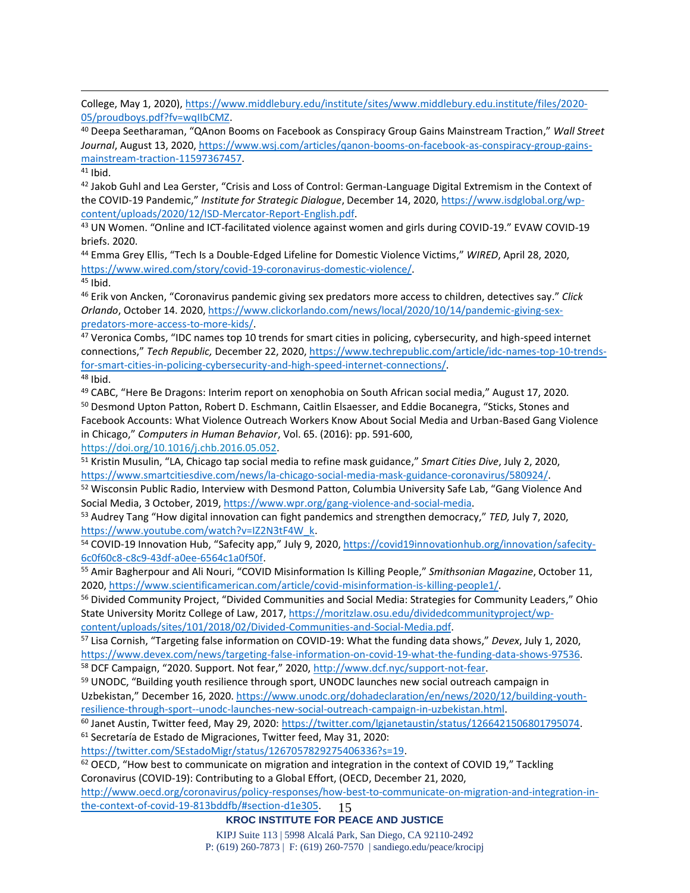College, May 1, 2020), https://www.middlebury.edu/institute/sites/www.middlebury.edu.institute/files/2020-05/proudboys.pdf?fv=wqIIbCMZ.

[40] Deepa Seetharaman, “QAnon Booms on Facebook as Conspiracy Group Gains Mainstream Traction,” *Wall Street Journal*, August 13, 2020, https://www.wsj.com/articles/qanon-booms-on-facebook-as-conspiracy-group-gains-mainstream-traction-11597367457.

[41] Ibid.

[42] Jakob Guhl and Lea Gerster, “Crisis and Loss of Control: German-Language Digital Extremism in the Context of the COVID-19 Pandemic,” *Institute for Strategic Dialogue*, December 14, 2020, https://www.isdglobal.org/wp-content/uploads/2020/12/ISD-Mercator-Report-English.pdf.

[43] UN Women. “Online and ICT-facilitated violence against women and girls during COVID-19.” EVAW COVID-19 briefs. 2020.

[44] Emma Grey Ellis, “Tech Is a Double-Edged Lifeline for Domestic Violence Victims,” *WIRED*, April 28, 2020, https://www.wired.com/story/covid-19-coronavirus-domestic-violence/.

[45] Ibid.

[46] Erik von Ancken, “Coronavirus pandemic giving sex predators more access to children, detectives say.” *Click Orlando*, October 14. 2020, https://www.clickorlando.com/news/local/2020/10/14/pandemic-giving-sex-predators-more-access-to-more-kids/.

[47] Veronica Combs, “IDC names top 10 trends for smart cities in policing, cybersecurity, and high-speed internet connections,” *Tech Republic,* December 22, 2020, https://www.techrepublic.com/article/idc-names-top-10-trends-for-smart-cities-in-policing-cybersecurity-and-high-speed-internet-connections/.

[48] Ibid.

[49] CABC, “Here Be Dragons: Interim report on xenophobia on South African social media,” August 17, 2020.

[50] Desmond Upton Patton, Robert D. Eschmann, Caitlin Elsaesser, and Eddie Bocanegra, “Sticks, Stones and Facebook Accounts: What Violence Outreach Workers Know About Social Media and Urban-Based Gang Violence in Chicago,” *Computers in Human Behavior*, Vol. 65. (2016): pp. 591-600, https://doi.org/10.1016/j.chb.2016.05.052.

[51] Kristin Musulin, “LA, Chicago tap social media to refine mask guidance,” *Smart Cities Dive*, July 2, 2020, https://www.smartcitiesdive.com/news/la-chicago-social-media-mask-guidance-coronavirus/580924/.

[52] Wisconsin Public Radio, Interview with Desmond Patton, Columbia University Safe Lab, “Gang Violence And Social Media, 3 October, 2019, https://www.wpr.org/gang-violence-and-social-media.

[53] Audrey Tang “How digital innovation can fight pandemics and strengthen democracy,” *TED,* July 7, 2020, https://www.youtube.com/watch?v=IZ2N3tF4W_k.

[54] COVID-19 Innovation Hub, “Safecity app,” July 9, 2020, https://covid19innovationhub.org/innovation/safecity-6c0f60c8-c8c9-43df-a0ee-6564c1a0f50f.

[55] Amir Bagherpour and Ali Nouri, “COVID Misinformation Is Killing People,” *Smithsonian Magazine*, October 11, 2020, https://www.scientificamerican.com/article/covid-misinformation-is-killing-people1/.

[56] Divided Community Project, “Divided Communities and Social Media: Strategies for Community Leaders,” Ohio State University Moritz College of Law, 2017, https://moritzlaw.osu.edu/dividedcommunityproject/wp-content/uploads/sites/101/2018/02/Divided-Communities-and-Social-Media.pdf.

[57] Lisa Cornish, “Targeting false information on COVID-19: What the funding data shows,” *Devex*, July 1, 2020, https://www.devex.com/news/targeting-false-information-on-covid-19-what-the-funding-data-shows-97536.

[58] DCF Campaign, “2020. Support. Not fear,” 2020, http://www.dcf.nyc/support-not-fear.

[59] UNODC, “Building youth resilience through sport, UNODC launches new social outreach campaign in Uzbekistan,” December 16, 2020. https://www.unodc.org/dohadeclaration/en/news/2020/12/building-youth-resilience-through-sport--unodc-launches-new-social-outreach-campaign-in-uzbekistan.html.

[60] Janet Austin, Twitter feed, May 29, 2020: https://twitter.com/lgjanetaustin/status/1266421506801795074.

[61] Secretaría de Estado de Migraciones, Twitter feed, May 31, 2020: https://twitter.com/SEstadoMigr/status/1267057829275406336?s=19.

[62] OECD, “How best to communicate on migration and integration in the context of COVID 19,” Tackling Coronavirus (COVID-19): Contributing to a Global Effort, (OECD, December 21, 2020, http://www.oecd.org/coronavirus/policy-responses/how-best-to-communicate-on-migration-and-integration-in-the-context-of-covid-19-813bddfb/#section-d1e305.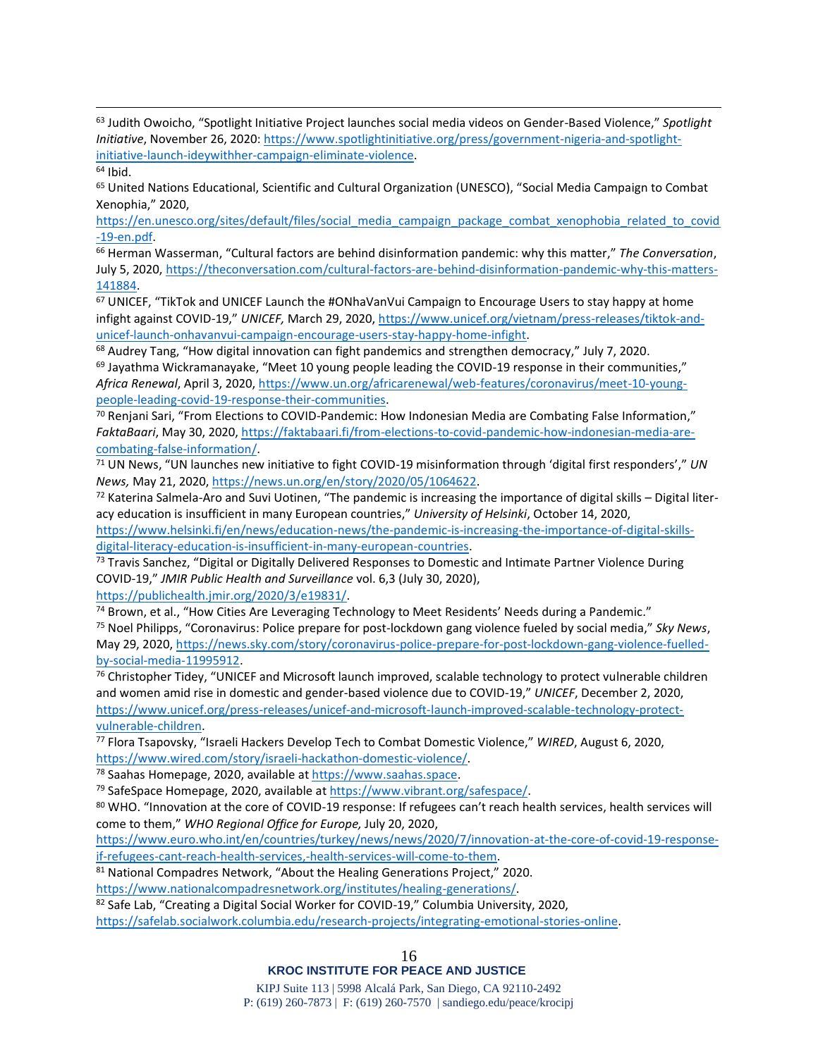[63] Judith Owoicho, "Spotlight Initiative Project launches social media videos on Gender-Based Violence," *Spotlight Initiative*, November 26, 2020: https://www.spotlightinitiative.org/press/government-nigeria-and-spotlight-initiative-launch-ideywithher-campaign-eliminate-violence.

[64] Ibid.

[65] United Nations Educational, Scientific and Cultural Organization (UNESCO), "Social Media Campaign to Combat Xenophia," 2020, https://en.unesco.org/sites/default/files/social_media_campaign_package_combat_xenophobia_related_to_covid-19-en.pdf.

[66] Herman Wasserman, "Cultural factors are behind disinformation pandemic: why this matter," *The Conversation*, July 5, 2020, https://theconversation.com/cultural-factors-are-behind-disinformation-pandemic-why-this-matters-141884.

[67] UNICEF, "TikTok and UNICEF Launch the #ONhaVanVui Campaign to Encourage Users to stay happy at home infight against COVID-19," *UNICEF,* March 29, 2020, https://www.unicef.org/vietnam/press-releases/tiktok-and-unicef-launch-onhavanvui-campaign-encourage-users-stay-happy-home-infight.

[68] Audrey Tang, "How digital innovation can fight pandemics and strengthen democracy," July 7, 2020.

[69] Jayathma Wickramanayake, "Meet 10 young people leading the COVID-19 response in their communities," *Africa Renewal*, April 3, 2020, https://www.un.org/africarenewal/web-features/coronavirus/meet-10-young-people-leading-covid-19-response-their-communities.

[70] Renjani Sari, "From Elections to COVID-Pandemic: How Indonesian Media are Combating False Information," *FaktaBaari*, May 30, 2020, https://faktabaari.fi/from-elections-to-covid-pandemic-how-indonesian-media-are-combating-false-information/.

[71] UN News, "UN launches new initiative to fight COVID-19 misinformation through 'digital first responders'," *UN News,* May 21, 2020, https://news.un.org/en/story/2020/05/1064622.

[72] Katerina Salmela-Aro and Suvi Uotinen, "The pandemic is increasing the importance of digital skills – Digital literacy education is insufficient in many European countries," *University of Helsinki*, October 14, 2020, https://www.helsinki.fi/en/news/education-news/the-pandemic-is-increasing-the-importance-of-digital-skills-digital-literacy-education-is-insufficient-in-many-european-countries.

[73] Travis Sanchez, "Digital or Digitally Delivered Responses to Domestic and Intimate Partner Violence During COVID-19," *JMIR Public Health and Surveillance* vol. 6,3 (July 30, 2020), https://publichealth.jmir.org/2020/3/e19831/.

[74] Brown, et al., "How Cities Are Leveraging Technology to Meet Residents' Needs during a Pandemic."

[75] Noel Philipps, "Coronavirus: Police prepare for post-lockdown gang violence fueled by social media," *Sky News*, May 29, 2020, https://news.sky.com/story/coronavirus-police-prepare-for-post-lockdown-gang-violence-fuelled-by-social-media-11995912.

[76] Christopher Tidey, "UNICEF and Microsoft launch improved, scalable technology to protect vulnerable children and women amid rise in domestic and gender-based violence due to COVID-19," *UNICEF*, December 2, 2020, https://www.unicef.org/press-releases/unicef-and-microsoft-launch-improved-scalable-technology-protect-vulnerable-children.

[77] Flora Tsapovsky, "Israeli Hackers Develop Tech to Combat Domestic Violence," *WIRED*, August 6, 2020, https://www.wired.com/story/israeli-hackathon-domestic-violence/.

[78] Saahas Homepage, 2020, available at https://www.saahas.space.

[79] SafeSpace Homepage, 2020, available at https://www.vibrant.org/safespace/.

[80] WHO. "Innovation at the core of COVID-19 response: If refugees can't reach health services, health services will come to them," *WHO Regional Office for Europe,* July 20, 2020, https://www.euro.who.int/en/countries/turkey/news/news/2020/7/innovation-at-the-core-of-covid-19-response-if-refugees-cant-reach-health-services,-health-services-will-come-to-them.

[81] National Compadres Network, "About the Healing Generations Project," 2020. https://www.nationalcompadresnetwork.org/institutes/healing-generations/.

[82] Safe Lab, "Creating a Digital Social Worker for COVID-19," Columbia University, 2020, https://safelab.socialwork.columbia.edu/research-projects/integrating-emotional-stories-online.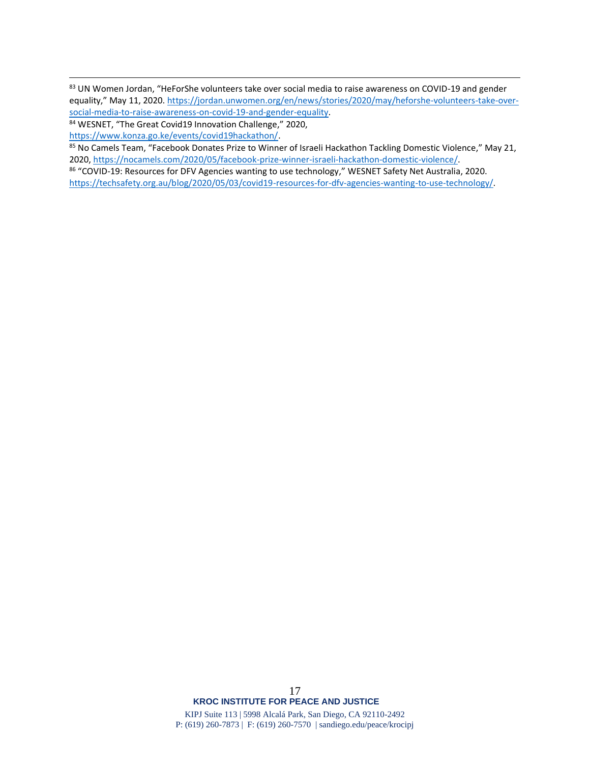[83] UN Women Jordan, "HeForShe volunteers take over social media to raise awareness on COVID-19 and gender equality," May 11, 2020. https://jordan.unwomen.org/en/news/stories/2020/may/heforshe-volunteers-take-over-social-media-to-raise-awareness-on-covid-19-and-gender-equality.

[84] WESNET, "The Great Covid19 Innovation Challenge," 2020, https://www.konza.go.ke/events/covid19hackathon/.

[85] No Camels Team, "Facebook Donates Prize to Winner of Israeli Hackathon Tackling Domestic Violence," May 21, 2020, https://nocamels.com/2020/05/facebook-prize-winner-israeli-hackathon-domestic-violence/.

[86] "COVID-19: Resources for DFV Agencies wanting to use technology," WESNET Safety Net Australia, 2020. https://techsafety.org.au/blog/2020/05/03/covid19-resources-for-dfv-agencies-wanting-to-use-technology/.